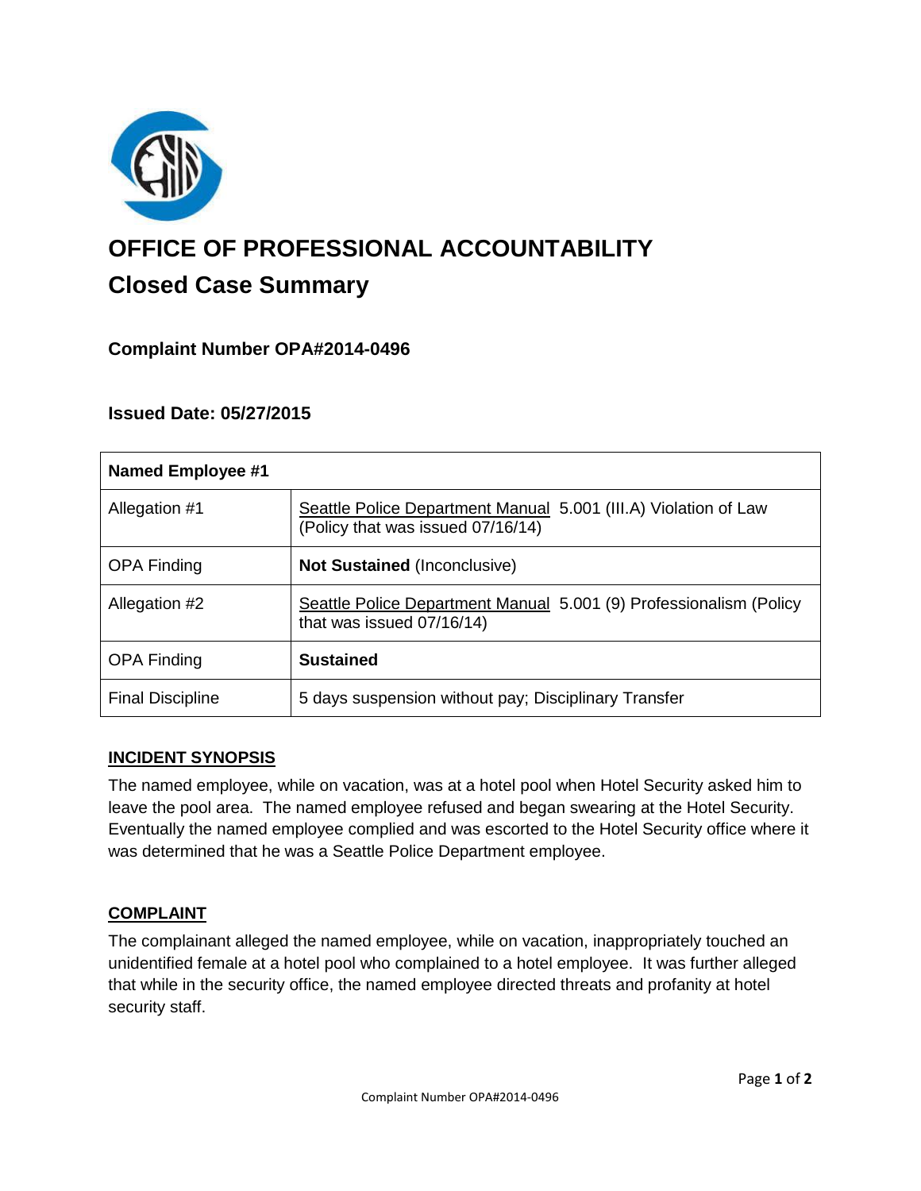# OFFICE OF PROFESSIONAL ACCOUNTABILITY

## Closed Case Summary

### Complaint Number OPA#2014-0496

### Issued Date: 05/27/2015

| Named Employee #1 | |
|---|---|
| Allegation #1 | Seattle Police Department Manual 5.001 (III.A) Violation of Law (Policy that was issued 07/16/14) |
| OPA Finding | **Not Sustained** (Inconclusive) |
| Allegation #2 | Seattle Police Department Manual 5.001 (9) Professionalism (Policy that was issued 07/16/14) |
| OPA Finding | **Sustained** |
| Final Discipline | 5 days suspension without pay; Disciplinary Transfer |

**INCIDENT SYNOPSIS**

The named employee, while on vacation, was at a hotel pool when Hotel Security asked him to leave the pool area. The named employee refused and began swearing at the Hotel Security. Eventually the named employee complied and was escorted to the Hotel Security office where it was determined that he was a Seattle Police Department employee.

**COMPLAINT**

The complainant alleged the named employee, while on vacation, inappropriately touched an unidentified female at a hotel pool who complained to a hotel employee. It was further alleged that while in the security office, the named employee directed threats and profanity at hotel security staff.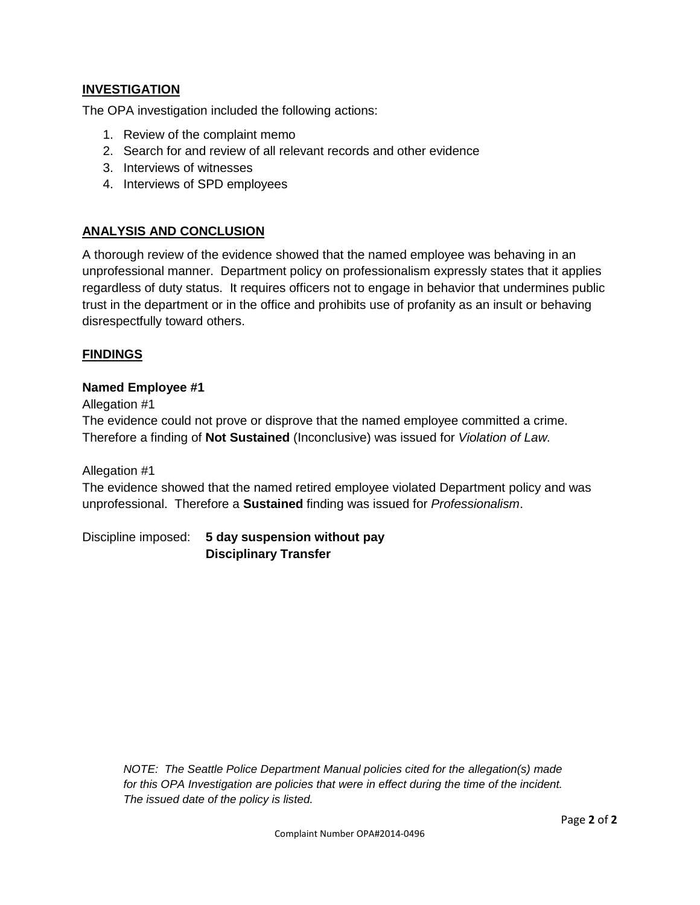## INVESTIGATION

The OPA investigation included the following actions:

1. Review of the complaint memo
2. Search for and review of all relevant records and other evidence
3. Interviews of witnesses
4. Interviews of SPD employees

## ANALYSIS AND CONCLUSION

A thorough review of the evidence showed that the named employee was behaving in an unprofessional manner. Department policy on professionalism expressly states that it applies regardless of duty status. It requires officers not to engage in behavior that undermines public trust in the department or in the office and prohibits use of profanity as an insult or behaving disrespectfully toward others.

## FINDINGS

### Named Employee #1

Allegation #1

The evidence could not prove or disprove that the named employee committed a crime. Therefore a finding of **Not Sustained** (Inconclusive) was issued for *Violation of Law.*

Allegation #1

The evidence showed that the named retired employee violated Department policy and was unprofessional. Therefore a **Sustained** finding was issued for *Professionalism*.

Discipline imposed: **5 day suspension without pay**
**Disciplinary Transfer**

*NOTE: The Seattle Police Department Manual policies cited for the allegation(s) made for this OPA Investigation are policies that were in effect during the time of the incident. The issued date of the policy is listed.*

Complaint Number OPA#2014-0496